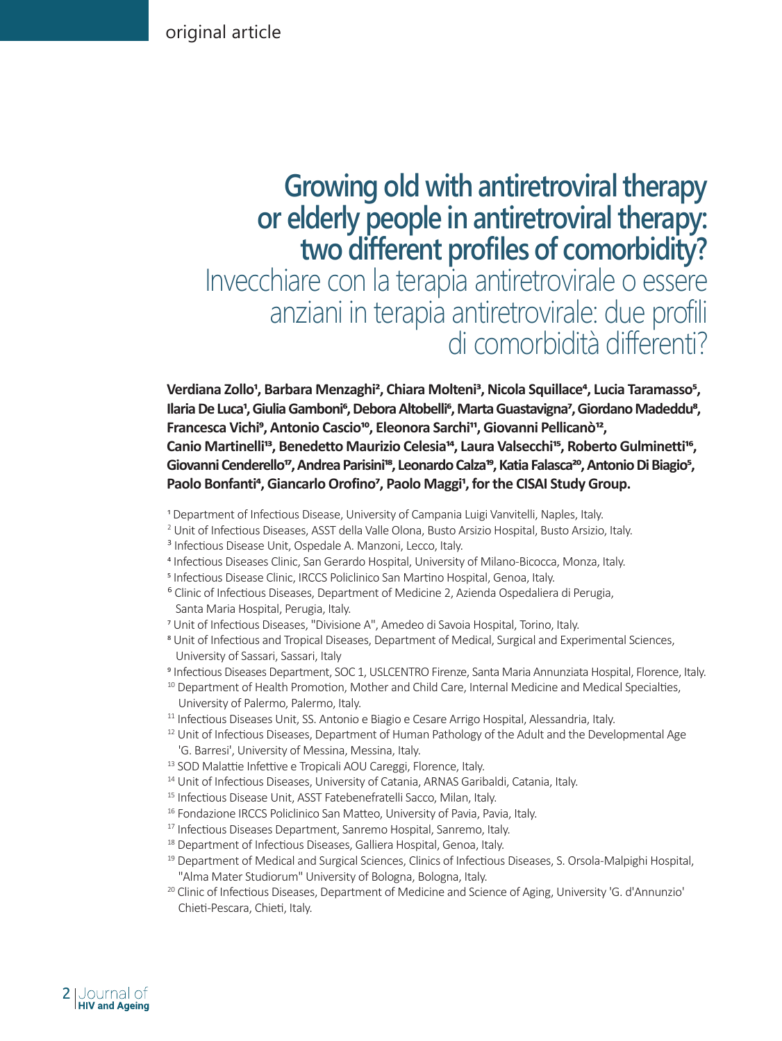original article

# Growing old with antiretroviral therapy or elderly people in antiretroviral therapy: two different profiles of comorbidity?

## Invecchiare con la terapia antiretrovirale o essere anziani in terapia antiretrovirale: due profili di comorbidità differenti?

**Verdiana Zollo[1], Barbara Menzaghi[2], Chiara Molteni[3], Nicola Squillace[4], Lucia Taramasso[5], Ilaria De Luca[1], Giulia Gamboni[6], Debora Altobelli[6], Marta Guastavigna[7], Giordano Madeddu[8], Francesca Vichi[9], Antonio Cascio[10], Eleonora Sarchi[11], Giovanni Pellicanò[12], Canio Martinelli[13], Benedetto Maurizio Celesia[14], Laura Valsecchi[15], Roberto Gulminetti[16], Giovanni Cenderello[17], Andrea Parisini[18], Leonardo Calza[19], Katia Falasca[20], Antonio Di Biagio[5], Paolo Bonfanti[4], Giancarlo Orofino[7], Paolo Maggi[1], for the CISAI Study Group.**

[1] Department of Infectious Disease, University of Campania Luigi Vanvitelli, Naples, Italy.
[2] Unit of Infectious Diseases, ASST della Valle Olona, Busto Arsizio Hospital, Busto Arsizio, Italy.
[3] Infectious Disease Unit, Ospedale A. Manzoni, Lecco, Italy.
[4] Infectious Diseases Clinic, San Gerardo Hospital, University of Milano-Bicocca, Monza, Italy.
[5] Infectious Disease Clinic, IRCCS Policlinico San Martino Hospital, Genoa, Italy.
[6] Clinic of Infectious Diseases, Department of Medicine 2, Azienda Ospedaliera di Perugia, Santa Maria Hospital, Perugia, Italy.
[7] Unit of Infectious Diseases, "Divisione A", Amedeo di Savoia Hospital, Torino, Italy.
[8] Unit of Infectious and Tropical Diseases, Department of Medical, Surgical and Experimental Sciences, University of Sassari, Sassari, Italy
[9] Infectious Diseases Department, SOC 1, USLCENTRO Firenze, Santa Maria Annunziata Hospital, Florence, Italy.
[10] Department of Health Promotion, Mother and Child Care, Internal Medicine and Medical Specialties, University of Palermo, Palermo, Italy.
[11] Infectious Diseases Unit, SS. Antonio e Biagio e Cesare Arrigo Hospital, Alessandria, Italy.
[12] Unit of Infectious Diseases, Department of Human Pathology of the Adult and the Developmental Age 'G. Barresi', University of Messina, Messina, Italy.
[13] SOD Malattie Infettive e Tropicali AOU Careggi, Florence, Italy.
[14] Unit of Infectious Diseases, University of Catania, ARNAS Garibaldi, Catania, Italy.
[15] Infectious Disease Unit, ASST Fatebenefratelli Sacco, Milan, Italy.
[16] Fondazione IRCCS Policlinico San Matteo, University of Pavia, Pavia, Italy.
[17] Infectious Diseases Department, Sanremo Hospital, Sanremo, Italy.
[18] Department of Infectious Diseases, Galliera Hospital, Genoa, Italy.
[19] Department of Medical and Surgical Sciences, Clinics of Infectious Diseases, S. Orsola-Malpighi Hospital, "Alma Mater Studiorum" University of Bologna, Bologna, Italy.
[20] Clinic of Infectious Diseases, Department of Medicine and Science of Aging, University 'G. d'Annunzio' Chieti-Pescara, Chieti, Italy.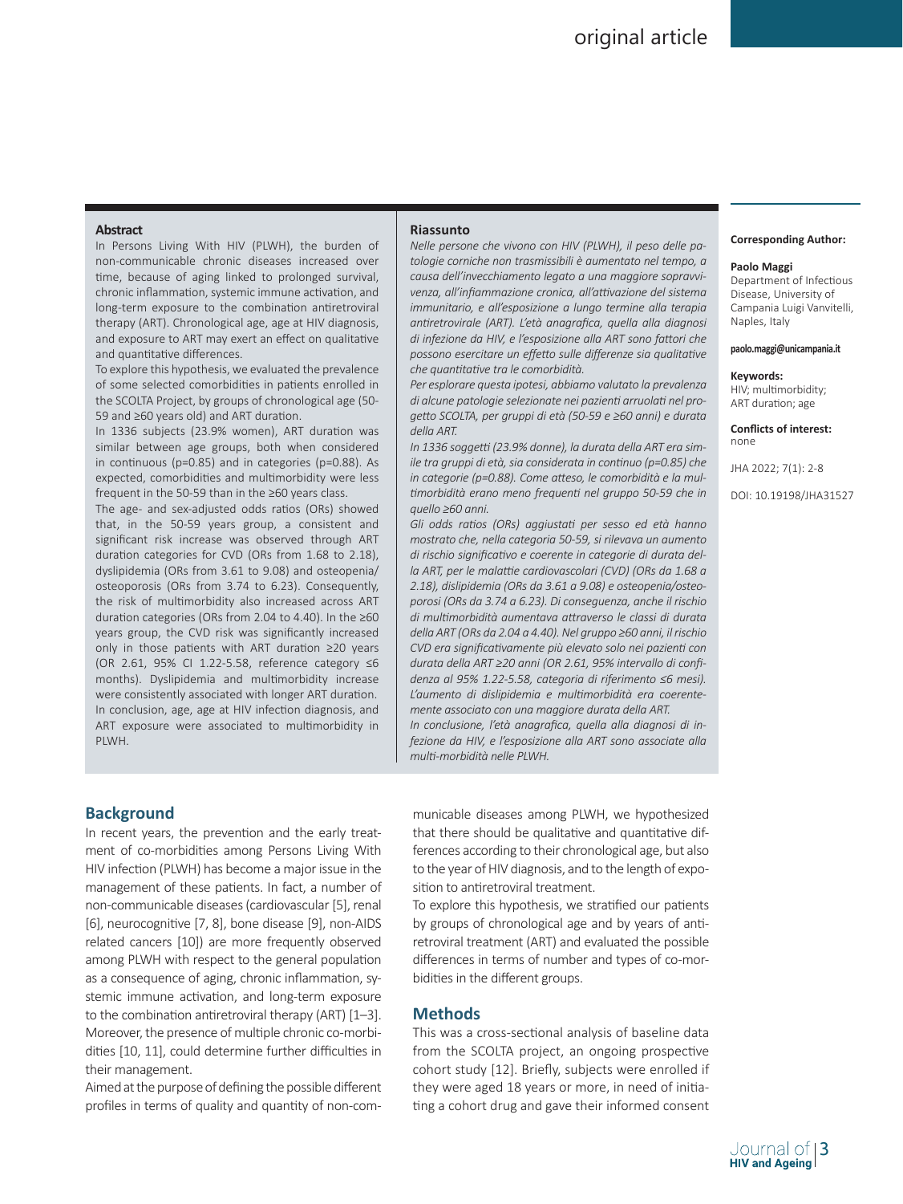## Abstract

In Persons Living With HIV (PLWH), the burden of non-communicable chronic diseases increased over time, because of aging linked to prolonged survival, chronic inflammation, systemic immune activation, and long-term exposure to the combination antiretroviral therapy (ART). Chronological age, age at HIV diagnosis, and exposure to ART may exert an effect on qualitative and quantitative differences.

To explore this hypothesis, we evaluated the prevalence of some selected comorbidities in patients enrolled in the SCOLTA Project, by groups of chronological age (50-59 and ≥60 years old) and ART duration.

In 1336 subjects (23.9% women), ART duration was similar between age groups, both when considered in continuous (p=0.85) and in categories (p=0.88). As expected, comorbidities and multimorbidity were less frequent in the 50-59 than in the ≥60 years class.

The age- and sex-adjusted odds ratios (ORs) showed that, in the 50-59 years group, a consistent and significant risk increase was observed through ART duration categories for CVD (ORs from 1.68 to 2.18), dyslipidemia (ORs from 3.61 to 9.08) and osteopenia/osteoporosis (ORs from 3.74 to 6.23). Consequently, the risk of multimorbidity also increased across ART duration categories (ORs from 2.04 to 4.40). In the ≥60 years group, the CVD risk was significantly increased only in those patients with ART duration ≥20 years (OR 2.61, 95% CI 1.22-5.58, reference category ≤6 months). Dyslipidemia and multimorbidity increase were consistently associated with longer ART duration.

In conclusion, age, age at HIV infection diagnosis, and ART exposure were associated to multimorbidity in PLWH.

## Riassunto

*Nelle persone che vivono con HIV (PLWH), il peso delle patologie corniche non trasmissibili è aumentato nel tempo, a causa dell'invecchiamento legato a una maggiore sopravvivenza, all'infiammazione cronica, all'attivazione del sistema immunitario, e all'esposizione a lungo termine alla terapia antiretrovirale (ART). L'età anagrafica, quella alla diagnosi di infezione da HIV, e l'esposizione alla ART sono fattori che possono esercitare un effetto sulle differenze sia qualitative che quantitative tra le comorbidità.*

*Per esplorare questa ipotesi, abbiamo valutato la prevalenza di alcune patologie selezionate nei pazienti arruolati nel progetto SCOLTA, per gruppi di età (50-59 e ≥60 anni) e durata della ART.*

*In 1336 soggetti (23.9% donne), la durata della ART era simile tra gruppi di età, sia considerata in continuo (p=0.85) che in categorie (p=0.88). Come atteso, le comorbidità e la multimorbidità erano meno frequenti nel gruppo 50-59 che in quello ≥60 anni.*

*Gli odds ratios (ORs) aggiustati per sesso ed età hanno mostrato che, nella categoria 50-59, si rilevava un aumento di rischio significativo e coerente in categorie di durata della ART, per le malattie cardiovascolari (CVD) (ORs da 1.68 a 2.18), dislipidemia (ORs da 3.61 a 9.08) e osteopenia/osteoporosi (ORs da 3.74 a 6.23). Di conseguenza, anche il rischio di multimorbidità aumentava attraverso le classi di durata della ART (ORs da 2.04 a 4.40). Nel gruppo ≥60 anni, il rischio CVD era significativamente più elevato solo nei pazienti con durata della ART ≥20 anni (OR 2.61, 95% intervallo di confidenza al 95% 1.22-5.58, categoria di riferimento ≤6 mesi). L'aumento di dislipidemia e multimorbidità era coerentemente associato con una maggiore durata della ART.*

*In conclusione, l'età anagrafica, quella alla diagnosi di infezione da HIV, e l'esposizione alla ART sono associate alla multi-morbidità nelle PLWH.*

**Corresponding Author:**

**Paolo Maggi**
Department of Infectious Disease, University of Campania Luigi Vanvitelli, Naples, Italy

**paolo.maggi@unicampania.it**

**Keywords:**
HIV; multimorbidity; ART duration; age

**Conflicts of interest:**
none

JHA 2022; 7(1): 2-8

DOI: 10.19198/JHA31527

## Background

In recent years, the prevention and the early treatment of co-morbidities among Persons Living With HIV infection (PLWH) has become a major issue in the management of these patients. In fact, a number of non-communicable diseases (cardiovascular [5], renal [6], neurocognitive [7, 8], bone disease [9], non-AIDS related cancers [10]) are more frequently observed among PLWH with respect to the general population as a consequence of aging, chronic inflammation, systemic immune activation, and long-term exposure to the combination antiretroviral therapy (ART) [1–3]. Moreover, the presence of multiple chronic co-morbidities [10, 11], could determine further difficulties in their management.

Aimed at the purpose of defining the possible different profiles in terms of quality and quantity of non-communicable diseases among PLWH, we hypothesized that there should be qualitative and quantitative differences according to their chronological age, but also to the year of HIV diagnosis, and to the length of exposition to antiretroviral treatment.

To explore this hypothesis, we stratified our patients by groups of chronological age and by years of antiretroviral treatment (ART) and evaluated the possible differences in terms of number and types of co-morbidities in the different groups.

## Methods

This was a cross-sectional analysis of baseline data from the SCOLTA project, an ongoing prospective cohort study [12]. Briefly, subjects were enrolled if they were aged 18 years or more, in need of initiating a cohort drug and gave their informed consent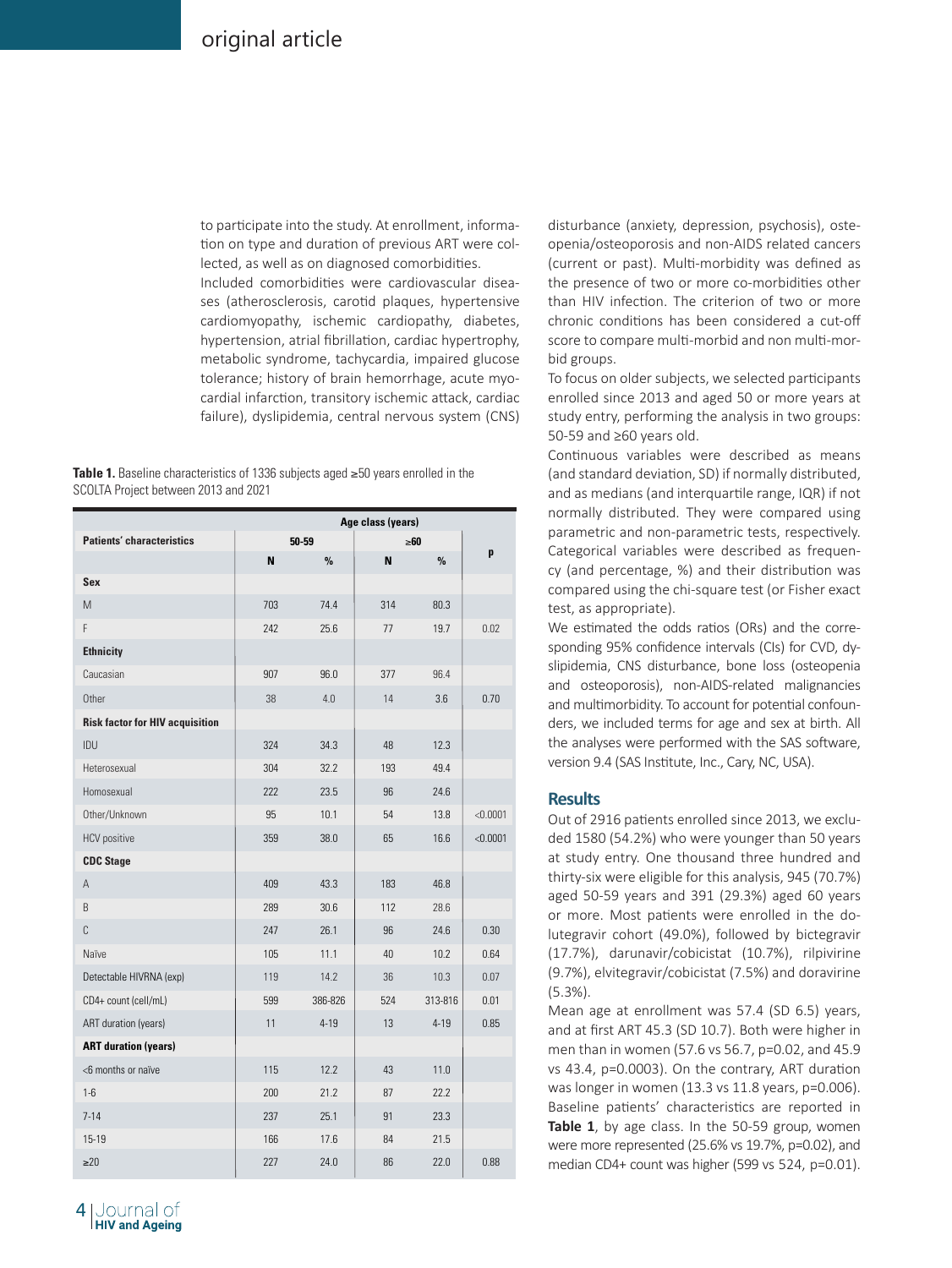to participate into the study. At enrollment, information on type and duration of previous ART were collected, as well as on diagnosed comorbidities.

Included comorbidities were cardiovascular diseases (atherosclerosis, carotid plaques, hypertensive cardiomyopathy, ischemic cardiopathy, diabetes, hypertension, atrial fibrillation, cardiac hypertrophy, metabolic syndrome, tachycardia, impaired glucose tolerance; history of brain hemorrhage, acute myocardial infarction, transitory ischemic attack, cardiac failure), dyslipidemia, central nervous system (CNS) disturbance (anxiety, depression, psychosis), osteopenia/osteoporosis and non-AIDS related cancers (current or past). Multi-morbidity was defined as the presence of two or more co-morbidities other than HIV infection. The criterion of two or more chronic conditions has been considered a cut-off score to compare multi-morbid and non multi-morbid groups.

To focus on older subjects, we selected participants enrolled since 2013 and aged 50 or more years at study entry, performing the analysis in two groups: 50-59 and ≥60 years old.

Continuous variables were described as means (and standard deviation, SD) if normally distributed, and as medians (and interquartile range, IQR) if not normally distributed. They were compared using parametric and non-parametric tests, respectively. Categorical variables were described as frequency (and percentage, %) and their distribution was compared using the chi-square test (or Fisher exact test, as appropriate).

We estimated the odds ratios (ORs) and the corresponding 95% confidence intervals (CIs) for CVD, dyslipidemia, CNS disturbance, bone loss (osteopenia and osteoporosis), non-AIDS-related malignancies and multimorbidity. To account for potential confounders, we included terms for age and sex at birth. All the analyses were performed with the SAS software, version 9.4 (SAS Institute, Inc., Cary, NC, USA).

**Table 1.** Baseline characteristics of 1336 subjects aged ≥50 years enrolled in the SCOLTA Project between 2013 and 2021

| Patients' characteristics | Age class (years) | | | | p |
|---|---|---|---|---|---|
| | 50-59 | | ≥60 | | |
| | N | % | N | % | |
| **Sex** | | | | | |
| M | 703 | 74.4 | 314 | 80.3 | |
| F | 242 | 25.6 | 77 | 19.7 | 0.02 |
| **Ethnicity** | | | | | |
| Caucasian | 907 | 96.0 | 377 | 96.4 | |
| Other | 38 | 4.0 | 14 | 3.6 | 0.70 |
| **Risk factor for HIV acquisition** | | | | | |
| IDU | 324 | 34.3 | 48 | 12.3 | |
| Heterosexual | 304 | 32.2 | 193 | 49.4 | |
| Homosexual | 222 | 23.5 | 96 | 24.6 | |
| Other/Unknown | 95 | 10.1 | 54 | 13.8 | <0.0001 |
| HCV positive | 359 | 38.0 | 65 | 16.6 | <0.0001 |
| **CDC Stage** | | | | | |
| A | 409 | 43.3 | 183 | 46.8 | |
| B | 289 | 30.6 | 112 | 28.6 | |
| C | 247 | 26.1 | 96 | 24.6 | 0.30 |
| Naïve | 105 | 11.1 | 40 | 10.2 | 0.64 |
| Detectable HIVRNA (exp) | 119 | 14.2 | 36 | 10.3 | 0.07 |
| CD4+ count (cell/mL) | 599 | 386-826 | 524 | 313-816 | 0.01 |
| ART duration (years) | 11 | 4-19 | 13 | 4-19 | 0.85 |
| **ART duration (years)** | | | | | |
| <6 months or naïve | 115 | 12.2 | 43 | 11.0 | |
| 1-6 | 200 | 21.2 | 87 | 22.2 | |
| 7-14 | 237 | 25.1 | 91 | 23.3 | |
| 15-19 | 166 | 17.6 | 84 | 21.5 | |
| ≥20 | 227 | 24.0 | 86 | 22.0 | 0.88 |

## Results

Out of 2916 patients enrolled since 2013, we excluded 1580 (54.2%) who were younger than 50 years at study entry. One thousand three hundred and thirty-six were eligible for this analysis, 945 (70.7%) aged 50-59 years and 391 (29.3%) aged 60 years or more. Most patients were enrolled in the dolutegravir cohort (49.0%), followed by bictegravir (17.7%), darunavir/cobicistat (10.7%), rilpivirine (9.7%), elvitegravir/cobicistat (7.5%) and doravirine (5.3%).

Mean age at enrollment was 57.4 (SD 6.5) years, and at first ART 45.3 (SD 10.7). Both were higher in men than in women (57.6 vs 56.7, p=0.02, and 45.9 vs 43.4, p=0.0003). On the contrary, ART duration was longer in women (13.3 vs 11.8 years, p=0.006). Baseline patients' characteristics are reported in **Table 1**, by age class. In the 50-59 group, women were more represented (25.6% vs 19.7%, p=0.02), and median CD4+ count was higher (599 vs 524, p=0.01).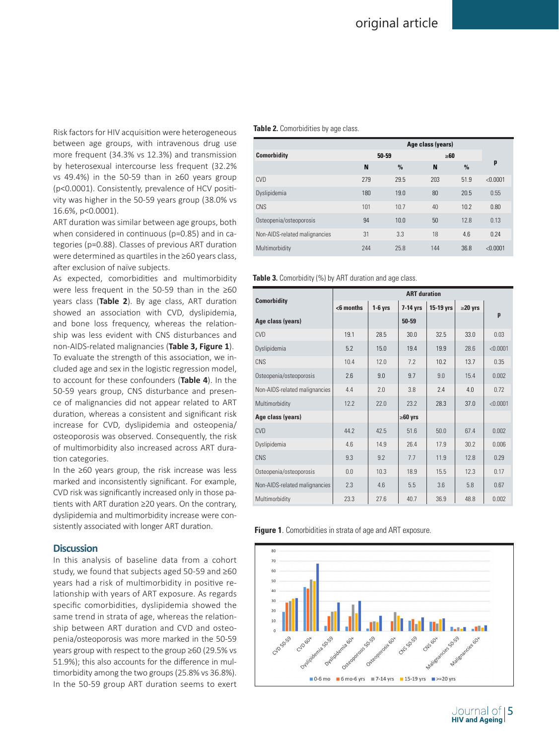Risk factors for HIV acquisition were heterogeneous between age groups, with intravenous drug use more frequent (34.3% vs 12.3%) and transmission by heterosexual intercourse less frequent (32.2% vs 49.4%) in the 50-59 than in ≥60 years group (p<0.0001). Consistently, prevalence of HCV positivity was higher in the 50-59 years group (38.0% vs 16.6%, p<0.0001).

ART duration was similar between age groups, both when considered in continuous (p=0.85) and in categories (p=0.88). Classes of previous ART duration were determined as quartiles in the ≥60 years class, after exclusion of naïve subjects.

As expected, comorbidities and multimorbidity were less frequent in the 50-59 than in the ≥60 years class (**Table 2**). By age class, ART duration showed an association with CVD, dyslipidemia, and bone loss frequency, whereas the relationship was less evident with CNS disturbances and non-AIDS-related malignancies (**Table 3, Figure 1**). To evaluate the strength of this association, we included age and sex in the logistic regression model, to account for these confounders (**Table 4**). In the 50-59 years group, CNS disturbance and presence of malignancies did not appear related to ART duration, whereas a consistent and significant risk increase for CVD, dyslipidemia and osteopenia/osteoporosis was observed. Consequently, the risk of multimorbidity also increased across ART duration categories.

In the ≥60 years group, the risk increase was less marked and inconsistently significant. For example, CVD risk was significantly increased only in those patients with ART duration ≥20 years. On the contrary, dyslipidemia and multimorbidity increase were consistently associated with longer ART duration.

## Discussion

In this analysis of baseline data from a cohort study, we found that subjects aged 50-59 and ≥60 years had a risk of multimorbidity in positive relationship with years of ART exposure. As regards specific comorbidities, dyslipidemia showed the same trend in strata of age, whereas the relationship between ART duration and CVD and osteopenia/osteoporosis was more marked in the 50-59 years group with respect to the group ≥60 (29.5% vs 51.9%); this also accounts for the difference in multimorbidity among the two groups (25.8% vs 36.8%). In the 50-59 group ART duration seems to exert

**Table 2.** Comorbidities by age class.

| Comorbidity | Age class (years) | | | | p |
|---|---|---|---|---|---|
| | 50-59 | | ≥60 | | |
| | N | % | N | % | |
| CVD | 279 | 29.5 | 203 | 51.9 | <0.0001 |
| Dyslipidemia | 180 | 19.0 | 80 | 20.5 | 0.55 |
| CNS | 101 | 10.7 | 40 | 10.2 | 0.80 |
| Osteopenia/osteoporosis | 94 | 10.0 | 50 | 12.8 | 0.13 |
| Non-AIDS-related malignancies | 31 | 3.3 | 18 | 4.6 | 0.24 |
| Multimorbidity | 244 | 25.8 | 144 | 36.8 | <0.0001 |

**Table 3.** Comorbidity (%) by ART duration and age class.

| Comorbidity | ART duration | | | | | p |
|---|---|---|---|---|---|---|
| | <6 months | 1-6 yrs | 7-14 yrs | 15-19 yrs | ≥20 yrs | |
| **Age class (years)** | | | **50-59** | | | |
| CVD | 19.1 | 28.5 | 30.0 | 32.5 | 33.0 | 0.03 |
| Dyslipidemia | 5.2 | 15.0 | 19.4 | 19.9 | 28.6 | <0.0001 |
| CNS | 10.4 | 12.0 | 7.2 | 10.2 | 13.7 | 0.35 |
| Osteopenia/osteoporosis | 2.6 | 9.0 | 9.7 | 9.0 | 15.4 | 0.002 |
| Non-AIDS-related malignancies | 4.4 | 2.0 | 3.8 | 2.4 | 4.0 | 0.72 |
| Multimorbidity | 12.2 | 22.0 | 23.2 | 28.3 | 37.0 | <0.0001 |
| **Age class (years)** | | | **≥60 yrs** | | | |
| CVD | 44.2 | 42.5 | 51.6 | 50.0 | 67.4 | 0.002 |
| Dyslipidemia | 4.6 | 14.9 | 26.4 | 17.9 | 30.2 | 0.006 |
| CNS | 9.3 | 9.2 | 7.7 | 11.9 | 12.8 | 0.29 |
| Osteopenia/osteoporosis | 0.0 | 10.3 | 18.9 | 15.5 | 12.3 | 0.17 |
| Non-AIDS-related malignancies | 2.3 | 4.6 | 5.5 | 3.6 | 5.8 | 0.67 |
| Multimorbidity | 23.3 | 27.6 | 40.7 | 36.9 | 48.8 | 0.002 |

**Figure 1**. Comorbidities in strata of age and ART exposure.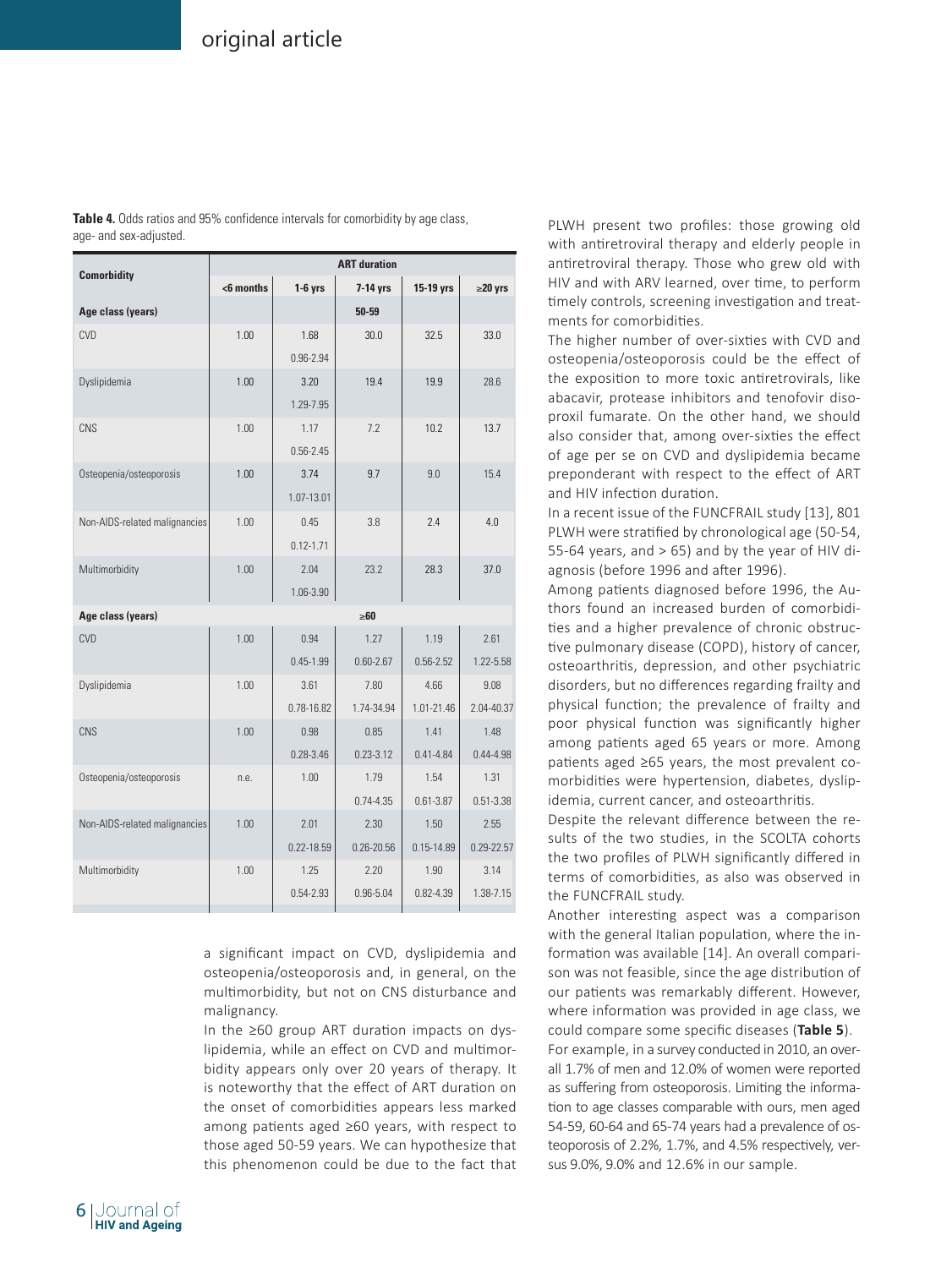**Table 4.** Odds ratios and 95% confidence intervals for comorbidity by age class, age- and sex-adjusted.

| Comorbidity | ART duration | | | | |
|---|---|---|---|---|---|
| | <6 months | 1-6 yrs | 7-14 yrs | 15-19 yrs | ≥20 yrs |
| **Age class (years)** | | | 50-59 | | |
| CVD | 1.00 | 1.68 | 30.0 | 32.5 | 33.0 |
| | | 0.96-2.94 | | | |
| Dyslipidemia | 1.00 | 3.20 | 19.4 | 19.9 | 28.6 |
| | | 1.29-7.95 | | | |
| CNS | 1.00 | 1.17 | 7.2 | 10.2 | 13.7 |
| | | 0.56-2.45 | | | |
| Osteopenia/osteoporosis | 1.00 | 3.74 | 9.7 | 9.0 | 15.4 |
| | | 1.07-13.01 | | | |
| Non-AIDS-related malignancies | 1.00 | 0.45 | 3.8 | 2.4 | 4.0 |
| | | 0.12-1.71 | | | |
| Multimorbidity | 1.00 | 2.04 | 23.2 | 28.3 | 37.0 |
| | | 1.06-3.90 | | | |
| **Age class (years)** | | | ≥60 | | |
| CVD | 1.00 | 0.94 | 1.27 | 1.19 | 2.61 |
| | | 0.45-1.99 | 0.60-2.67 | 0.56-2.52 | 1.22-5.58 |
| Dyslipidemia | 1.00 | 3.61 | 7.80 | 4.66 | 9.08 |
| | | 0.78-16.82 | 1.74-34.94 | 1.01-21.46 | 2.04-40.37 |
| CNS | 1.00 | 0.98 | 0.85 | 1.41 | 1.48 |
| | | 0.28-3.46 | 0.23-3.12 | 0.41-4.84 | 0.44-4.98 |
| Osteopenia/osteoporosis | n.e. | 1.00 | 1.79 | 1.54 | 1.31 |
| | | | 0.74-4.35 | 0.61-3.87 | 0.51-3.38 |
| Non-AIDS-related malignancies | 1.00 | 2.01 | 2.30 | 1.50 | 2.55 |
| | | 0.22-18.59 | 0.26-20.56 | 0.15-14.89 | 0.29-22.57 |
| Multimorbidity | 1.00 | 1.25 | 2.20 | 1.90 | 3.14 |
| | | 0.54-2.93 | 0.96-5.04 | 0.82-4.39 | 1.38-7.15 |

a significant impact on CVD, dyslipidemia and osteopenia/osteoporosis and, in general, on the multimorbidity, but not on CNS disturbance and malignancy.

In the ≥60 group ART duration impacts on dyslipidemia, while an effect on CVD and multimorbidity appears only over 20 years of therapy. It is noteworthy that the effect of ART duration on the onset of comorbidities appears less marked among patients aged ≥60 years, with respect to those aged 50-59 years. We can hypothesize that this phenomenon could be due to the fact that PLWH present two profiles: those growing old with antiretroviral therapy and elderly people in antiretroviral therapy. Those who grew old with HIV and with ARV learned, over time, to perform timely controls, screening investigation and treatments for comorbidities.

The higher number of over-sixties with CVD and osteopenia/osteoporosis could be the effect of the exposition to more toxic antiretrovirals, like abacavir, protease inhibitors and tenofovir disoproxil fumarate. On the other hand, we should also consider that, among over-sixties the effect of age per se on CVD and dyslipidemia became preponderant with respect to the effect of ART and HIV infection duration.

In a recent issue of the FUNCFRAIL study [13], 801 PLWH were stratified by chronological age (50-54, 55-64 years, and > 65) and by the year of HIV diagnosis (before 1996 and after 1996).

Among patients diagnosed before 1996, the Authors found an increased burden of comorbidities and a higher prevalence of chronic obstructive pulmonary disease (COPD), history of cancer, osteoarthritis, depression, and other psychiatric disorders, but no differences regarding frailty and physical function; the prevalence of frailty and poor physical function was significantly higher among patients aged 65 years or more. Among patients aged ≥65 years, the most prevalent comorbidities were hypertension, diabetes, dyslipidemia, current cancer, and osteoarthritis.

Despite the relevant difference between the results of the two studies, in the SCOLTA cohorts the two profiles of PLWH significantly differed in terms of comorbidities, as also was observed in the FUNCFRAIL study.

Another interesting aspect was a comparison with the general Italian population, where the information was available [14]. An overall comparison was not feasible, since the age distribution of our patients was remarkably different. However, where information was provided in age class, we could compare some specific diseases (**Table 5**).

For example, in a survey conducted in 2010, an overall 1.7% of men and 12.0% of women were reported as suffering from osteoporosis. Limiting the information to age classes comparable with ours, men aged 54-59, 60-64 and 65-74 years had a prevalence of osteoporosis of 2.2%, 1.7%, and 4.5% respectively, versus 9.0%, 9.0% and 12.6% in our sample.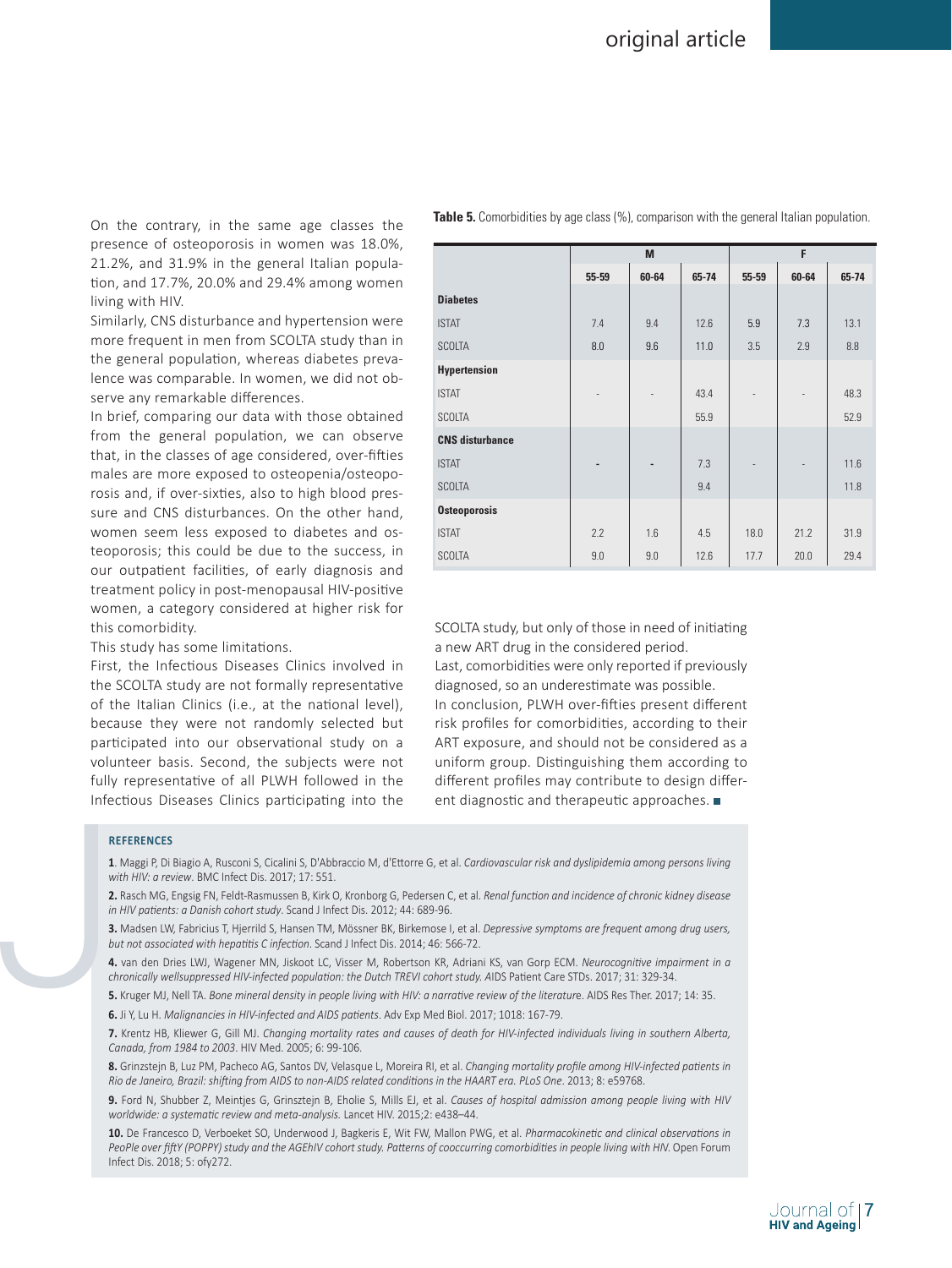On the contrary, in the same age classes the presence of osteoporosis in women was 18.0%, 21.2%, and 31.9% in the general Italian population, and 17.7%, 20.0% and 29.4% among women living with HIV.

Similarly, CNS disturbance and hypertension were more frequent in men from SCOLTA study than in the general population, whereas diabetes prevalence was comparable. In women, we did not observe any remarkable differences.

In brief, comparing our data with those obtained from the general population, we can observe that, in the classes of age considered, over-fifties males are more exposed to osteopenia/osteoporosis and, if over-sixties, also to high blood pressure and CNS disturbances. On the other hand, women seem less exposed to diabetes and osteoporosis; this could be due to the success, in our outpatient facilities, of early diagnosis and treatment policy in post-menopausal HIV-positive women, a category considered at higher risk for this comorbidity.

This study has some limitations.

First, the Infectious Diseases Clinics involved in the SCOLTA study are not formally representative of the Italian Clinics (i.e., at the national level), because they were not randomly selected but participated into our observational study on a volunteer basis. Second, the subjects were not fully representative of all PLWH followed in the Infectious Diseases Clinics participating into the SCOLTA study, but only of those in need of initiating a new ART drug in the considered period.

Last, comorbidities were only reported if previously diagnosed, so an underestimate was possible.

In conclusion, PLWH over-fifties present different risk profiles for comorbidities, according to their ART exposure, and should not be considered as a uniform group. Distinguishing them according to different profiles may contribute to design different diagnostic and therapeutic approaches. ■

**Table 5.** Comorbidities by age class (%), comparison with the general Italian population.

| | M | | | F | | |
|---|---|---|---|---|---|---|
| | 55-59 | 60-64 | 65-74 | 55-59 | 60-64 | 65-74 |
| **Diabetes** | | | | | | |
| ISTAT | 7.4 | 9.4 | 12.6 | 5.9 | 7.3 | 13.1 |
| SCOLTA | 8.0 | 9.6 | 11.0 | 3.5 | 2.9 | 8.8 |
| **Hypertension** | | | | | | |
| ISTAT | - | - | 43.4 | - | - | 48.3 |
| SCOLTA | | | 55.9 | | | 52.9 |
| **CNS disturbance** | | | | | | |
| ISTAT | - | - | 7.3 | - | - | 11.6 |
| SCOLTA | | | 9.4 | | | 11.8 |
| **Osteoporosis** | | | | | | |
| ISTAT | 2.2 | 1.6 | 4.5 | 18.0 | 21.2 | 31.9 |
| SCOLTA | 9.0 | 9.0 | 12.6 | 17.7 | 20.0 | 29.4 |

## REFERENCES

**1**. Maggi P, Di Biagio A, Rusconi S, Cicalini S, D'Abbraccio M, d'Ettorre G, et al. *Cardiovascular risk and dyslipidemia among persons living with HIV: a review*. BMC Infect Dis. 2017; 17: 551.

**2.** Rasch MG, Engsig FN, Feldt-Rasmussen B, Kirk O, Kronborg G, Pedersen C, et al. *Renal function and incidence of chronic kidney disease in HIV patients: a Danish cohort study*. Scand J Infect Dis. 2012; 44: 689-96.

**3.** Madsen LW, Fabricius T, Hjerrild S, Hansen TM, Mössner BK, Birkemose I, et al. *Depressive symptoms are frequent among drug users, but not associated with hepatitis C infection*. Scand J Infect Dis. 2014; 46: 566-72.

**4.** van den Dries LWJ, Wagener MN, Jiskoot LC, Visser M, Robertson KR, Adriani KS, van Gorp ECM. *Neurocognitive impairment in a chronically wellsuppressed HIV-infected population: the Dutch TREVI cohort study.* AIDS Patient Care STDs. 2017; 31: 329-34.

**5.** Kruger MJ, Nell TA. *Bone mineral density in people living with HIV: a narrative review of the literature*. AIDS Res Ther. 2017; 14: 35.

**6.** Ji Y, Lu H. *Malignancies in HIV-infected and AIDS patients*. Adv Exp Med Biol. 2017; 1018: 167-79.

**7.** Krentz HB, Kliewer G, Gill MJ. *Changing mortality rates and causes of death for HIV-infected individuals living in southern Alberta, Canada, from 1984 to 2003*. HIV Med. 2005; 6: 99-106.

**8.** Grinzstejn B, Luz PM, Pacheco AG, Santos DV, Velasque L, Moreira RI, et al. *Changing mortality profile among HIV-infected patients in Rio de Janeiro, Brazil: shifting from AIDS to non-AIDS related conditions in the HAART era. PLoS One*. 2013; 8: e59768.

**9.** Ford N, Shubber Z, Meintjes G, Grinsztejn B, Eholie S, Mills EJ, et al. *Causes of hospital admission among people living with HIV worldwide: a systematic review and meta-analysis.* Lancet HIV. 2015;2: e438–44.

**10.** De Francesco D, Verboeket SO, Underwood J, Bagkeris E, Wit FW, Mallon PWG, et al. *Pharmacokinetic and clinical observations in PeoPle over fiftY (POPPY) study and the AGEhIV cohort study. Patterns of cooccurring comorbidities in people living with HIV*. Open Forum Infect Dis. 2018; 5: ofy272.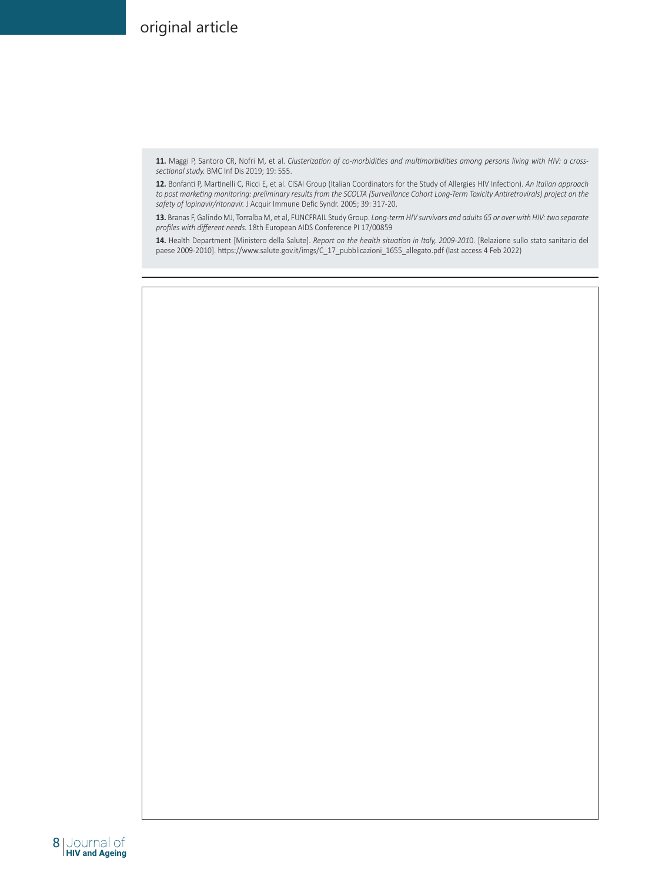**11.** Maggi P, Santoro CR, Nofri M, et al. *Clusterization of co-morbidities and multimorbidities among persons living with HIV: a cross-sectional study.* BMC Inf Dis 2019; 19: 555.

**12.** Bonfanti P, Martinelli C, Ricci E, et al. CISAI Group (Italian Coordinators for the Study of Allergies HIV Infection). *An Italian approach to post marketing monitoring: preliminary results from the SCOLTA (Surveillance Cohort Long-Term Toxicity Antiretrovirals) project on the safety of lopinavir/ritonavir.* J Acquir Immune Defic Syndr. 2005; 39: 317-20.

**13.** Branas F, Galindo MJ, Torralba M, et al, FUNCFRAIL Study Group. *Long-term HIV survivors and adults 65 or over with HIV: two separate profiles with different needs.* 18th European AIDS Conference PI 17/00859

**14.** Health Department [Ministero della Salute]. *Report on the health situation in Italy, 2009-201*0. [Relazione sullo stato sanitario del paese 2009-2010]. https://www.salute.gov.it/imgs/C_17_pubblicazioni_1655_allegato.pdf (last access 4 Feb 2022)